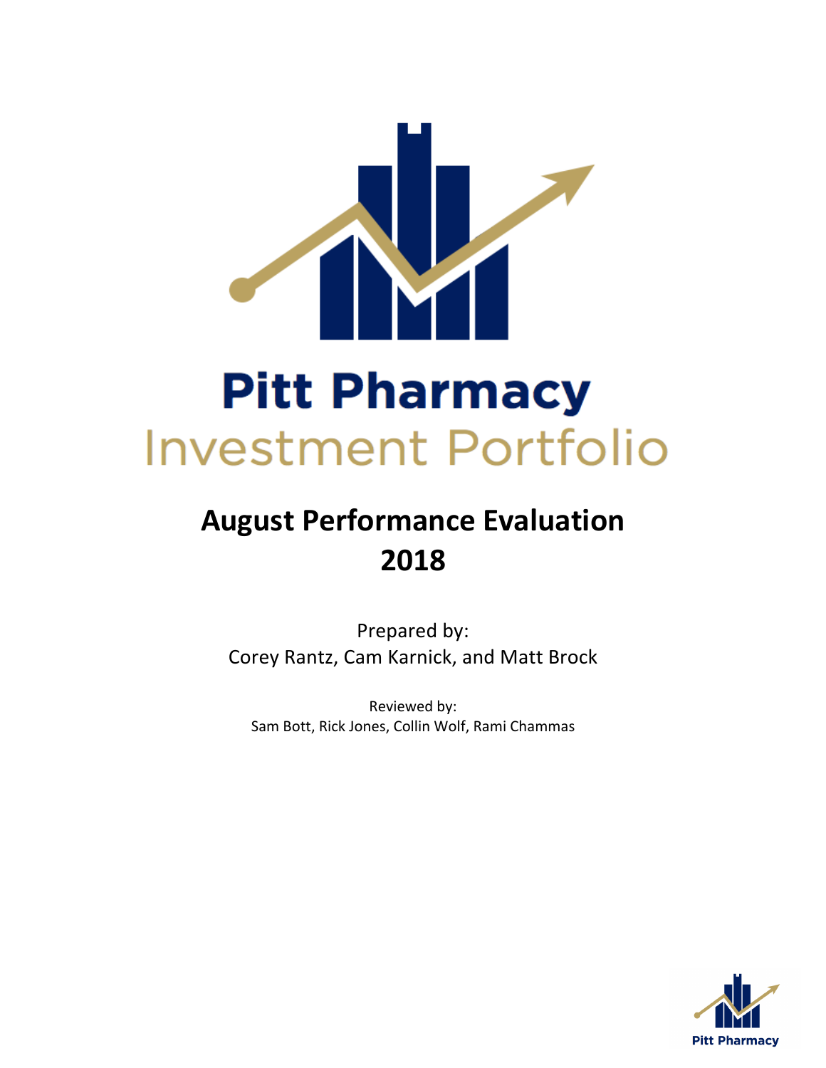# Pitt Pharmacy

## Investment Portfolio

# August Performance Evaluation 2018

Prepared by:
Corey Rantz, Cam Karnick, and Matt Brock

Reviewed by:
Sam Bott, Rick Jones, Collin Wolf, Rami Chammas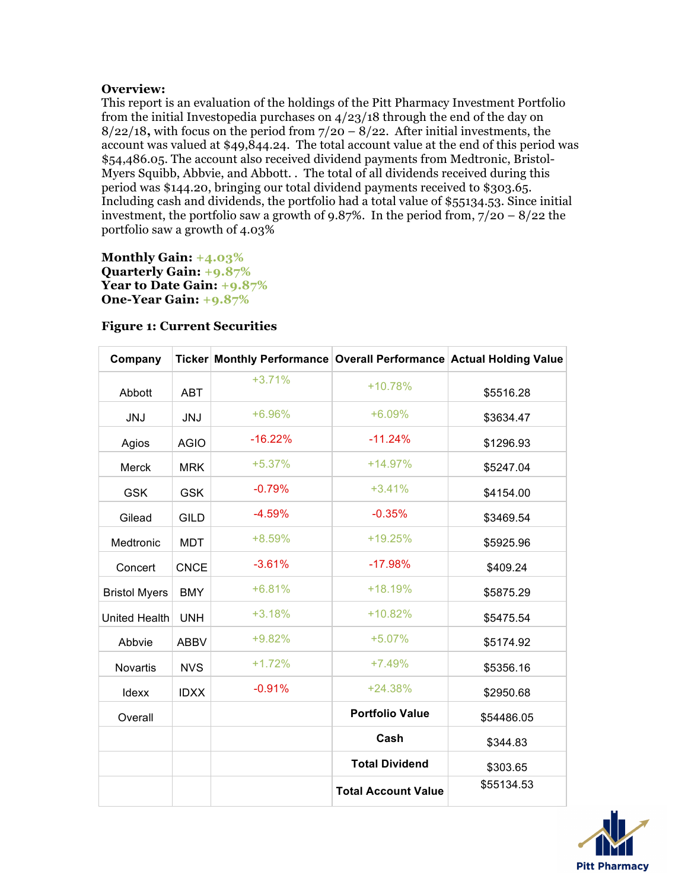**Overview:**
This report is an evaluation of the holdings of the Pitt Pharmacy Investment Portfolio from the initial Investopedia purchases on 4/23/18 through the end of the day on 8/22/18, with focus on the period from 7/20 – 8/22. After initial investments, the account was valued at $49,844.24. The total account value at the end of this period was $54,486.05. The account also received dividend payments from Medtronic, Bristol-Myers Squibb, Abbvie, and Abbott. . The total of all dividends received during this period was $144.20, bringing our total dividend payments received to $303.65. Including cash and dividends, the portfolio had a total value of $55134.53. Since initial investment, the portfolio saw a growth of 9.87%. In the period from, 7/20 – 8/22 the portfolio saw a growth of 4.03%

**Monthly Gain:** +4.03%
**Quarterly Gain:** +9.87%
**Year to Date Gain:** +9.87%
**One-Year Gain:** +9.87%

**Figure 1: Current Securities**

| Company | Ticker | Monthly Performance | Overall Performance | Actual Holding Value |
|---|---|---|---|---|
| Abbott | ABT | +3.71% | +10.78% | $5516.28 |
| JNJ | JNJ | +6.96% | +6.09% | $3634.47 |
| Agios | AGIO | -16.22% | -11.24% | $1296.93 |
| Merck | MRK | +5.37% | +14.97% | $5247.04 |
| GSK | GSK | -0.79% | +3.41% | $4154.00 |
| Gilead | GILD | -4.59% | -0.35% | $3469.54 |
| Medtronic | MDT | +8.59% | +19.25% | $5925.96 |
| Concert | CNCE | -3.61% | -17.98% | $409.24 |
| Bristol Myers | BMY | +6.81% | +18.19% | $5875.29 |
| United Health | UNH | +3.18% | +10.82% | $5475.54 |
| Abbvie | ABBV | +9.82% | +5.07% | $5174.92 |
| Novartis | NVS | +1.72% | +7.49% | $5356.16 |
| Idexx | IDXX | -0.91% | +24.38% | $2950.68 |
| Overall | | | **Portfolio Value** | $54486.05 |
| | | | **Cash** | $344.83 |
| | | | **Total Dividend** | $303.65 |
| | | | **Total Account Value** | $55134.53 |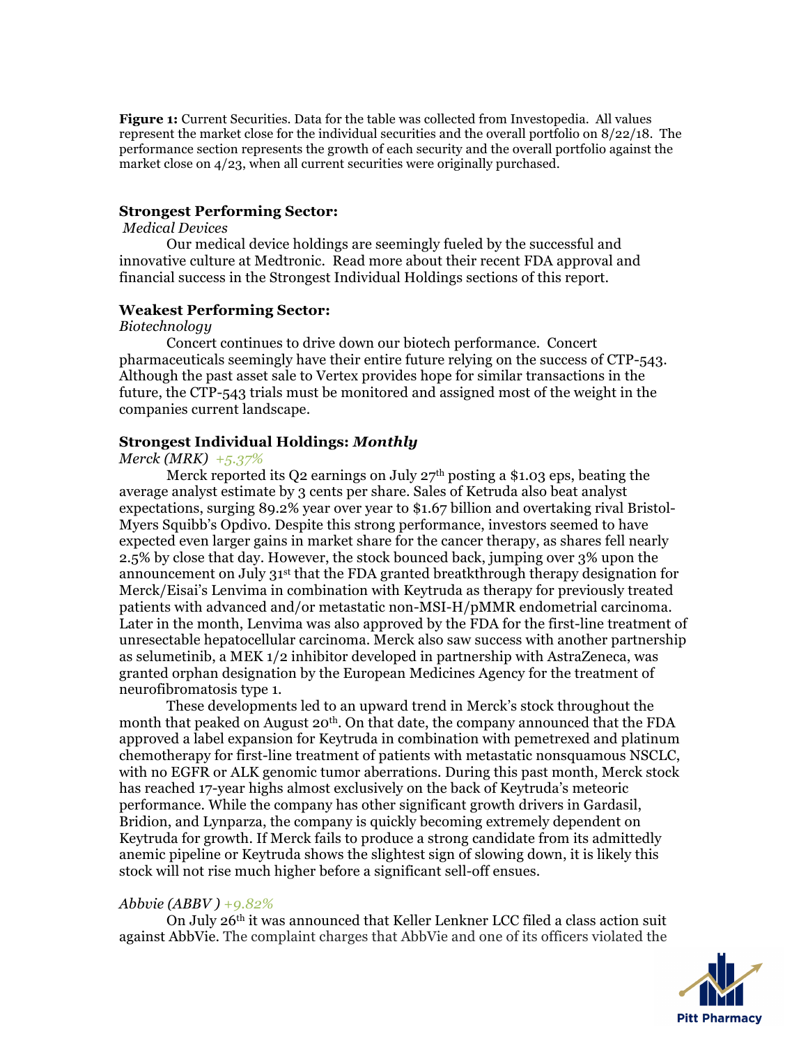**Figure 1:** Current Securities. Data for the table was collected from Investopedia. All values represent the market close for the individual securities and the overall portfolio on 8/22/18. The performance section represents the growth of each security and the overall portfolio against the market close on 4/23, when all current securities were originally purchased.

### Strongest Performing Sector:

*Medical Devices*

Our medical device holdings are seemingly fueled by the successful and innovative culture at Medtronic. Read more about their recent FDA approval and financial success in the Strongest Individual Holdings sections of this report.

### Weakest Performing Sector:

*Biotechnology*

Concert continues to drive down our biotech performance. Concert pharmaceuticals seemingly have their entire future relying on the success of CTP-543. Although the past asset sale to Vertex provides hope for similar transactions in the future, the CTP-543 trials must be monitored and assigned most of the weight in the companies current landscape.

### Strongest Individual Holdings: *Monthly*

*Merck (MRK) +5.37%*

Merck reported its Q2 earnings on July 27th posting a $1.03 eps, beating the average analyst estimate by 3 cents per share. Sales of Ketruda also beat analyst expectations, surging 89.2% year over year to $1.67 billion and overtaking rival Bristol-Myers Squibb's Opdivo. Despite this strong performance, investors seemed to have expected even larger gains in market share for the cancer therapy, as shares fell nearly 2.5% by close that day. However, the stock bounced back, jumping over 3% upon the announcement on July 31st that the FDA granted breatkthrough therapy designation for Merck/Eisai's Lenvima in combination with Keytruda as therapy for previously treated patients with advanced and/or metastatic non-MSI-H/pMMR endometrial carcinoma. Later in the month, Lenvima was also approved by the FDA for the first-line treatment of unresectable hepatocellular carcinoma. Merck also saw success with another partnership as selumetinib, a MEK 1/2 inhibitor developed in partnership with AstraZeneca, was granted orphan designation by the European Medicines Agency for the treatment of neurofibromatosis type 1.

These developments led to an upward trend in Merck's stock throughout the month that peaked on August 20th. On that date, the company announced that the FDA approved a label expansion for Keytruda in combination with pemetrexed and platinum chemotherapy for first-line treatment of patients with metastatic nonsquamous NSCLC, with no EGFR or ALK genomic tumor aberrations. During this past month, Merck stock has reached 17-year highs almost exclusively on the back of Keytruda's meteoric performance. While the company has other significant growth drivers in Gardasil, Bridion, and Lynparza, the company is quickly becoming extremely dependent on Keytruda for growth. If Merck fails to produce a strong candidate from its admittedly anemic pipeline or Keytruda shows the slightest sign of slowing down, it is likely this stock will not rise much higher before a significant sell-off ensues.

*Abbvie (ABBV ) +9.82%*

On July 26th it was announced that Keller Lenkner LCC filed a class action suit against AbbVie. The complaint charges that AbbVie and one of its officers violated the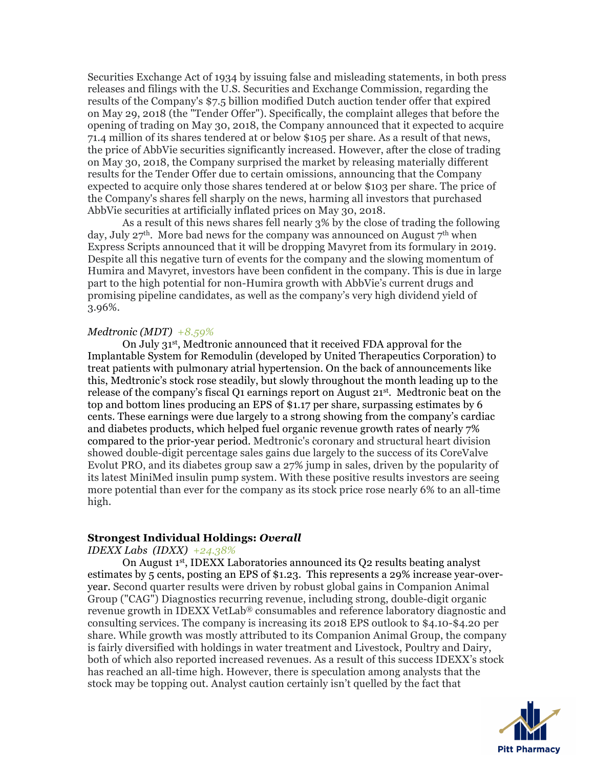Securities Exchange Act of 1934 by issuing false and misleading statements, in both press releases and filings with the U.S. Securities and Exchange Commission, regarding the results of the Company's $7.5 billion modified Dutch auction tender offer that expired on May 29, 2018 (the "Tender Offer"). Specifically, the complaint alleges that before the opening of trading on May 30, 2018, the Company announced that it expected to acquire 71.4 million of its shares tendered at or below $105 per share. As a result of that news, the price of AbbVie securities significantly increased. However, after the close of trading on May 30, 2018, the Company surprised the market by releasing materially different results for the Tender Offer due to certain omissions, announcing that the Company expected to acquire only those shares tendered at or below $103 per share. The price of the Company's shares fell sharply on the news, harming all investors that purchased AbbVie securities at artificially inflated prices on May 30, 2018.

As a result of this news shares fell nearly 3% by the close of trading the following day, July 27th. More bad news for the company was announced on August 7th when Express Scripts announced that it will be dropping Mavyret from its formulary in 2019. Despite all this negative turn of events for the company and the slowing momentum of Humira and Mavyret, investors have been confident in the company. This is due in large part to the high potential for non-Humira growth with AbbVie's current drugs and promising pipeline candidates, as well as the company's very high dividend yield of 3.96%.

*Medtronic (MDT)* *+8.59%*

On July 31st, Medtronic announced that it received FDA approval for the Implantable System for Remodulin (developed by United Therapeutics Corporation) to treat patients with pulmonary atrial hypertension. On the back of announcements like this, Medtronic's stock rose steadily, but slowly throughout the month leading up to the release of the company's fiscal Q1 earnings report on August 21st. Medtronic beat on the top and bottom lines producing an EPS of $1.17 per share, surpassing estimates by 6 cents. These earnings were due largely to a strong showing from the company's cardiac and diabetes products, which helped fuel organic revenue growth rates of nearly 7% compared to the prior-year period. Medtronic's coronary and structural heart division showed double-digit percentage sales gains due largely to the success of its CoreValve Evolut PRO, and its diabetes group saw a 27% jump in sales, driven by the popularity of its latest MiniMed insulin pump system. With these positive results investors are seeing more potential than ever for the company as its stock price rose nearly 6% to an all-time high.

**Strongest Individual Holdings: *Overall***

*IDEXX Labs (IDXX)* *+24.38%*

On August 1st, IDEXX Laboratories announced its Q2 results beating analyst estimates by 5 cents, posting an EPS of $1.23. This represents a 29% increase year-over-year. Second quarter results were driven by robust global gains in Companion Animal Group ("CAG") Diagnostics recurring revenue, including strong, double-digit organic revenue growth in IDEXX VetLab® consumables and reference laboratory diagnostic and consulting services. The company is increasing its 2018 EPS outlook to $4.10-$4.20 per share. While growth was mostly attributed to its Companion Animal Group, the company is fairly diversified with holdings in water treatment and Livestock, Poultry and Dairy, both of which also reported increased revenues. As a result of this success IDEXX's stock has reached an all-time high. However, there is speculation among analysts that the stock may be topping out. Analyst caution certainly isn't quelled by the fact that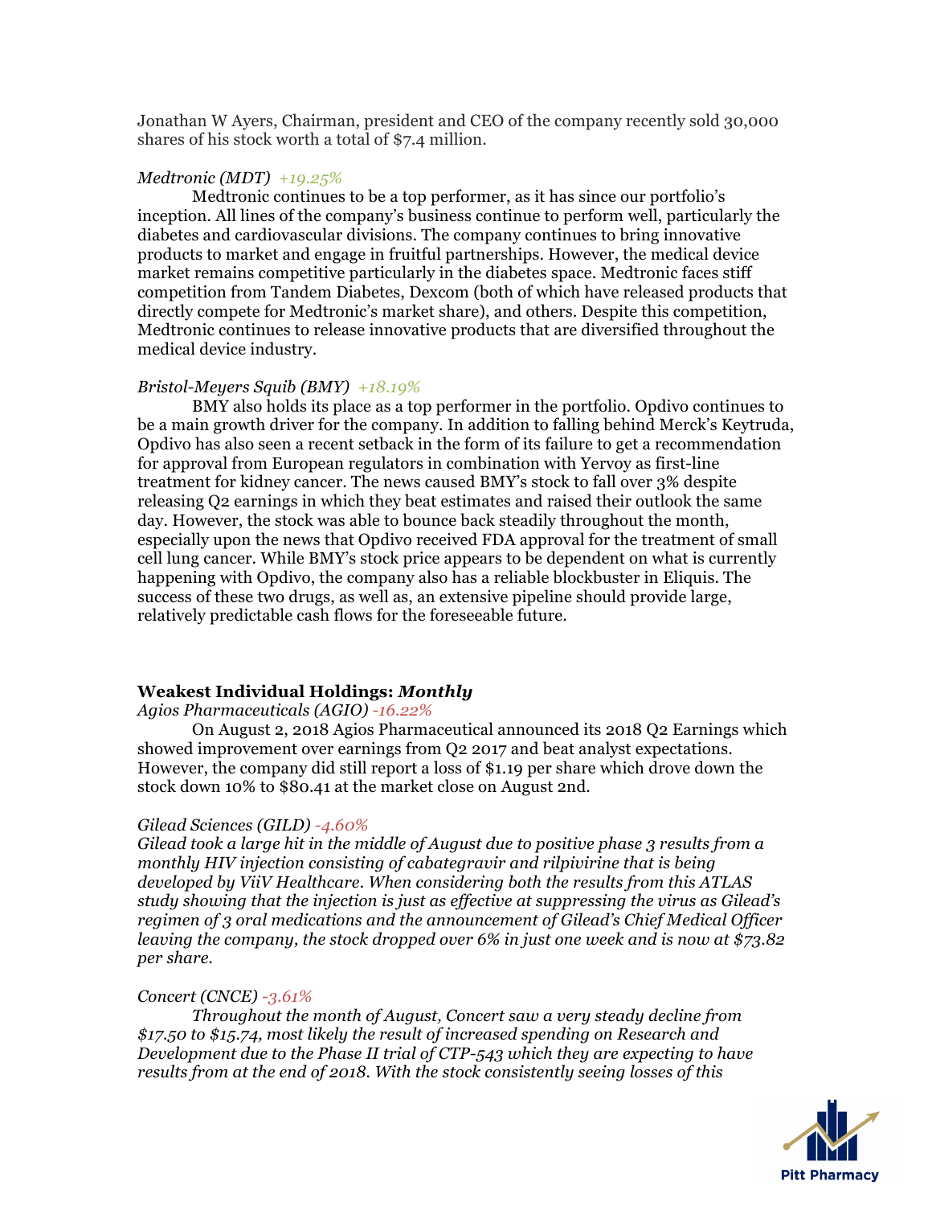Jonathan W Ayers, Chairman, president and CEO of the company recently sold 30,000 shares of his stock worth a total of $7.4 million.

*Medtronic (MDT) +19.25%*

Medtronic continues to be a top performer, as it has since our portfolio's inception. All lines of the company's business continue to perform well, particularly the diabetes and cardiovascular divisions. The company continues to bring innovative products to market and engage in fruitful partnerships. However, the medical device market remains competitive particularly in the diabetes space. Medtronic faces stiff competition from Tandem Diabetes, Dexcom (both of which have released products that directly compete for Medtronic's market share), and others. Despite this competition, Medtronic continues to release innovative products that are diversified throughout the medical device industry.

*Bristol-Meyers Squib (BMY) +18.19%*

BMY also holds its place as a top performer in the portfolio. Opdivo continues to be a main growth driver for the company. In addition to falling behind Merck's Keytruda, Opdivo has also seen a recent setback in the form of its failure to get a recommendation for approval from European regulators in combination with Yervoy as first-line treatment for kidney cancer. The news caused BMY's stock to fall over 3% despite releasing Q2 earnings in which they beat estimates and raised their outlook the same day. However, the stock was able to bounce back steadily throughout the month, especially upon the news that Opdivo received FDA approval for the treatment of small cell lung cancer. While BMY's stock price appears to be dependent on what is currently happening with Opdivo, the company also has a reliable blockbuster in Eliquis. The success of these two drugs, as well as, an extensive pipeline should provide large, relatively predictable cash flows for the foreseeable future.

## Weakest Individual Holdings: *Monthly*

*Agios Pharmaceuticals (AGIO) -16.22%*

On August 2, 2018 Agios Pharmaceutical announced its 2018 Q2 Earnings which showed improvement over earnings from Q2 2017 and beat analyst expectations. However, the company did still report a loss of $1.19 per share which drove down the stock down 10% to $80.41 at the market close on August 2nd.

*Gilead Sciences (GILD) -4.60%*

*Gilead took a large hit in the middle of August due to positive phase 3 results from a monthly HIV injection consisting of cabategravir and rilpivirine that is being developed by ViiV Healthcare. When considering both the results from this ATLAS study showing that the injection is just as effective at suppressing the virus as Gilead's regimen of 3 oral medications and the announcement of Gilead's Chief Medical Officer leaving the company, the stock dropped over 6% in just one week and is now at $73.82 per share.*

*Concert (CNCE) -3.61%*

*Throughout the month of August, Concert saw a very steady decline from $17.50 to $15.74, most likely the result of increased spending on Research and Development due to the Phase II trial of CTP-543 which they are expecting to have results from at the end of 2018. With the stock consistently seeing losses of this*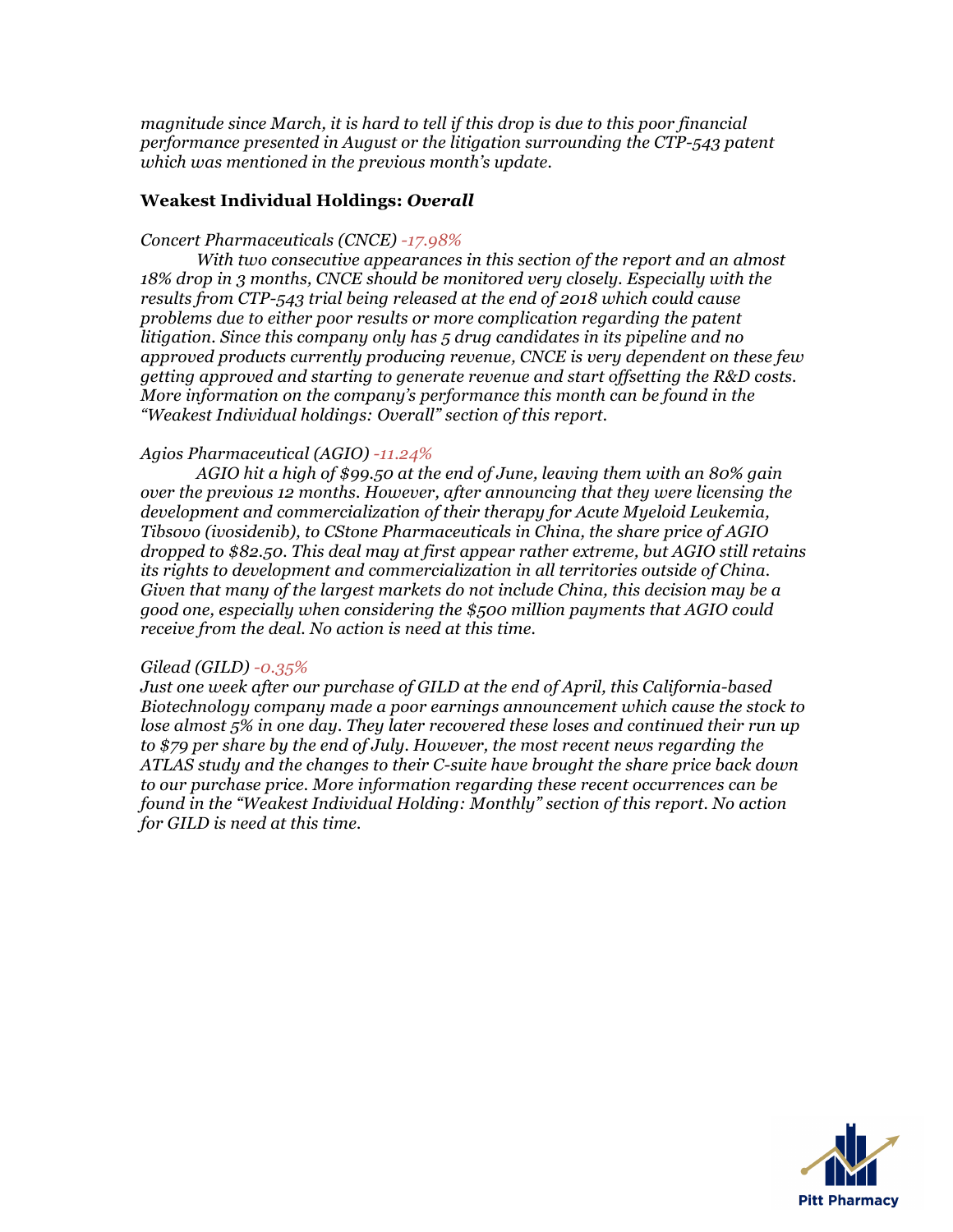*magnitude since March, it is hard to tell if this drop is due to this poor financial performance presented in August or the litigation surrounding the CTP-543 patent which was mentioned in the previous month's update.*

### Weakest Individual Holdings: *Overall*

*Concert Pharmaceuticals (CNCE) -17.98%*

*With two consecutive appearances in this section of the report and an almost 18% drop in 3 months, CNCE should be monitored very closely. Especially with the results from CTP-543 trial being released at the end of 2018 which could cause problems due to either poor results or more complication regarding the patent litigation. Since this company only has 5 drug candidates in its pipeline and no approved products currently producing revenue, CNCE is very dependent on these few getting approved and starting to generate revenue and start offsetting the R&D costs. More information on the company's performance this month can be found in the "Weakest Individual holdings: Overall" section of this report.*

*Agios Pharmaceutical (AGIO) -11.24%*

*AGIO hit a high of $99.50 at the end of June, leaving them with an 80% gain over the previous 12 months. However, after announcing that they were licensing the development and commercialization of their therapy for Acute Myeloid Leukemia, Tibsovo (ivosidenib), to CStone Pharmaceuticals in China, the share price of AGIO dropped to $82.50. This deal may at first appear rather extreme, but AGIO still retains its rights to development and commercialization in all territories outside of China. Given that many of the largest markets do not include China, this decision may be a good one, especially when considering the $500 million payments that AGIO could receive from the deal. No action is need at this time.*

*Gilead (GILD) -0.35%*

*Just one week after our purchase of GILD at the end of April, this California-based Biotechnology company made a poor earnings announcement which cause the stock to lose almost 5% in one day. They later recovered these loses and continued their run up to $79 per share by the end of July. However, the most recent news regarding the ATLAS study and the changes to their C-suite have brought the share price back down to our purchase price. More information regarding these recent occurrences can be found in the "Weakest Individual Holding: Monthly" section of this report. No action for GILD is need at this time.*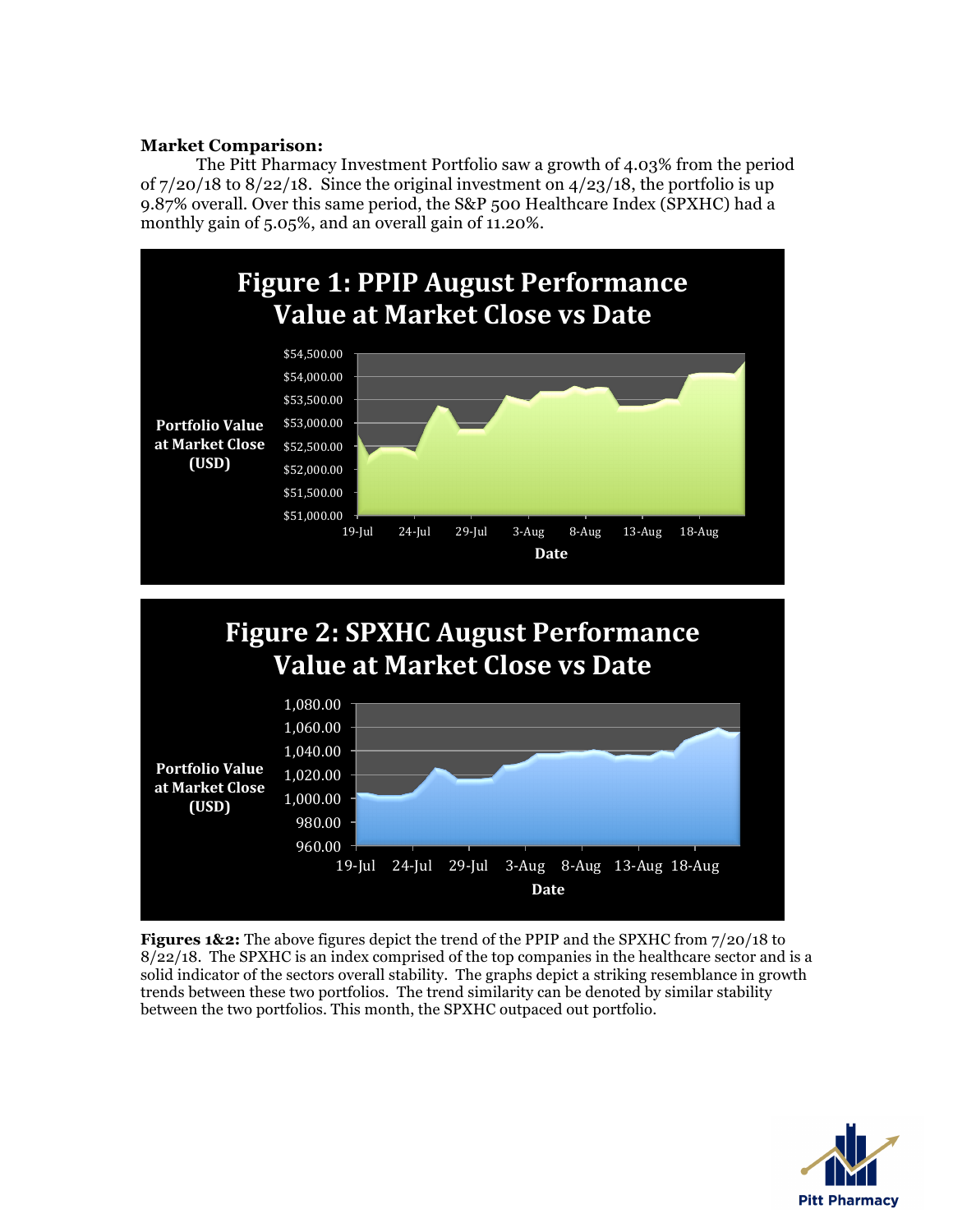**Market Comparison:**

The Pitt Pharmacy Investment Portfolio saw a growth of 4.03% from the period of 7/20/18 to 8/22/18. Since the original investment on 4/23/18, the portfolio is up 9.87% overall. Over this same period, the S&P 500 Healthcare Index (SPXHC) had a monthly gain of 5.05%, and an overall gain of 11.20%.

**Figure 1: PPIP August Performance Value at Market Close vs Date**

**Figure 2: SPXHC August Performance Value at Market Close vs Date**

**Figures 1&2:** The above figures depict the trend of the PPIP and the SPXHC from 7/20/18 to 8/22/18. The SPXHC is an index comprised of the top companies in the healthcare sector and is a solid indicator of the sectors overall stability. The graphs depict a striking resemblance in growth trends between these two portfolios. The trend similarity can be denoted by similar stability between the two portfolios. This month, the SPXHC outpaced out portfolio.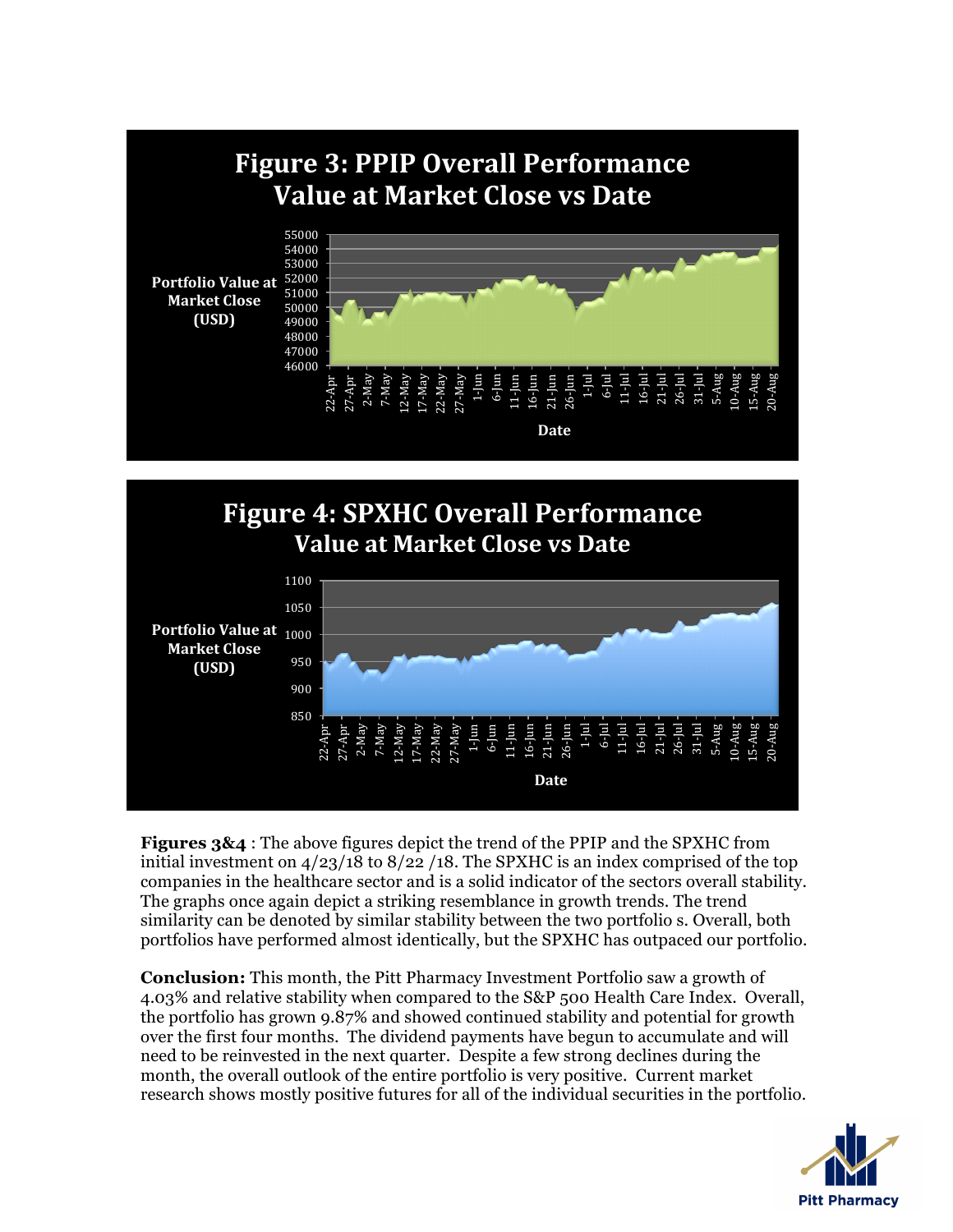**Figure 3: PPIP Overall Performance**
**Value at Market Close vs Date**

Portfolio Value at Market Close (USD)

55000
54000
53000
52000
51000
50000
49000
48000
47000
46000

22-Apr 27-Apr 2-May 7-May 12-May 17-May 22-May 27-May 1-Jun 6-Jun 11-Jun 16-Jun 21-Jun 26-Jun 1-Jul 6-Jul 11-Jul 16-Jul 21-Jul 26-Jul 31-Jul 5-Aug 10-Aug 15-Aug 20-Aug

Date

**Figure 4: SPXHC Overall Performance**
**Value at Market Close vs Date**

Portfolio Value at Market Close (USD)

1100
1050
1000
950
900
850

22-Apr 27-Apr 2-May 7-May 12-May 17-May 22-May 27-May 1-Jun 6-Jun 11-Jun 16-Jun 21-Jun 26-Jun 1-Jul 6-Jul 11-Jul 16-Jul 21-Jul 26-Jul 31-Jul 5-Aug 10-Aug 15-Aug 20-Aug

Date

**Figures 3&4** : The above figures depict the trend of the PPIP and the SPXHC from initial investment on 4/23/18 to 8/22 /18. The SPXHC is an index comprised of the top companies in the healthcare sector and is a solid indicator of the sectors overall stability. The graphs once again depict a striking resemblance in growth trends. The trend similarity can be denoted by similar stability between the two portfolio s. Overall, both portfolios have performed almost identically, but the SPXHC has outpaced our portfolio.

**Conclusion:** This month, the Pitt Pharmacy Investment Portfolio saw a growth of 4.03% and relative stability when compared to the S&P 500 Health Care Index. Overall, the portfolio has grown 9.87% and showed continued stability and potential for growth over the first four months. The dividend payments have begun to accumulate and will need to be reinvested in the next quarter. Despite a few strong declines during the month, the overall outlook of the entire portfolio is very positive. Current market research shows mostly positive futures for all of the individual securities in the portfolio.

Pitt Pharmacy